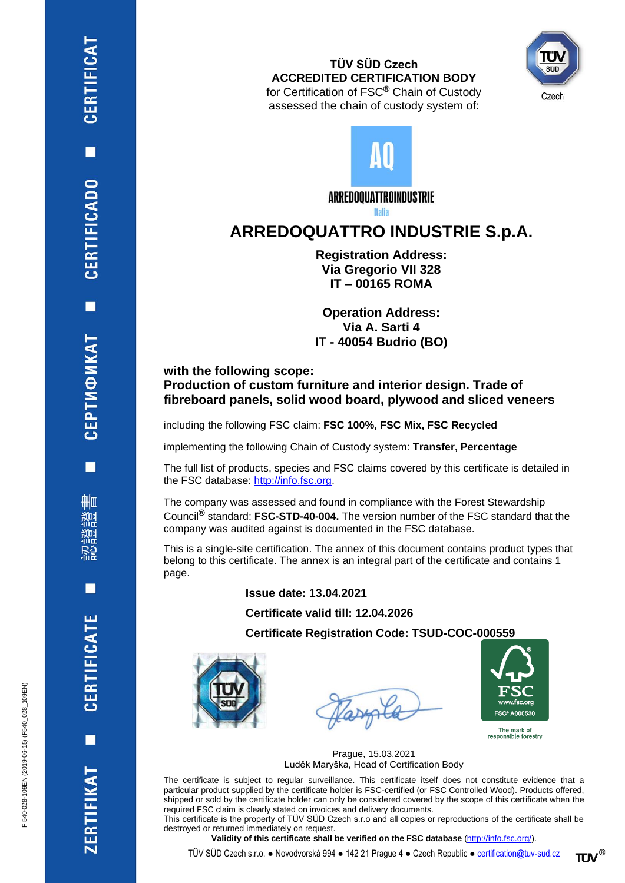**TÜV SÜD Czech**
**ACCREDITED CERTIFICATION BODY**
for Certification of FSC® Chain of Custody
assessed the chain of custody system of:

ARREDOQUATTROINDUSTRIE
Italia

# ARREDOQUATTRO INDUSTRIE S.p.A.

**Registration Address:**
**Via Gregorio VII 328**
**IT – 00165 ROMA**

**Operation Address:**
**Via A. Sarti 4**
**IT - 40054 Budrio (BO)**

**with the following scope:**
**Production of custom furniture and interior design. Trade of fibreboard panels, solid wood board, plywood and sliced veneers**

including the following FSC claim: **FSC 100%, FSC Mix, FSC Recycled**

implementing the following Chain of Custody system: **Transfer, Percentage**

The full list of products, species and FSC claims covered by this certificate is detailed in the FSC database: http://info.fsc.org.

The company was assessed and found in compliance with the Forest Stewardship Council® standard: **FSC-STD-40-004.** The version number of the FSC standard that the company was audited against is documented in the FSC database.

This is a single-site certification. The annex of this document contains product types that belong to this certificate. The annex is an integral part of the certificate and contains 1 page.

**Issue date: 13.04.2021**

**Certificate valid till: 12.04.2026**

**Certificate Registration Code: TSUD-COC-000559**

FSC www.fsc.org FSC® A000530
The mark of responsible forestry

Prague, 15.03.2021
Luděk Maryška, Head of Certification Body

The certificate is subject to regular surveillance. This certificate itself does not constitute evidence that a particular product supplied by the certificate holder is FSC-certified (or FSC Controlled Wood). Products offered, shipped or sold by the certificate holder can only be considered covered by the scope of this certificate when the required FSC claim is clearly stated on invoices and delivery documents.
This certificate is the property of TÜV SÜD Czech s.r.o and all copies or reproductions of the certificate shall be destroyed or returned immediately on request.

**Validity of this certificate shall be verified on the FSC database** (http://info.fsc.org/).

TÜV SÜD Czech s.r.o. ● Novodvorská 994 ● 142 21 Prague 4 ● Czech Republic ● certification@tuv-sud.cz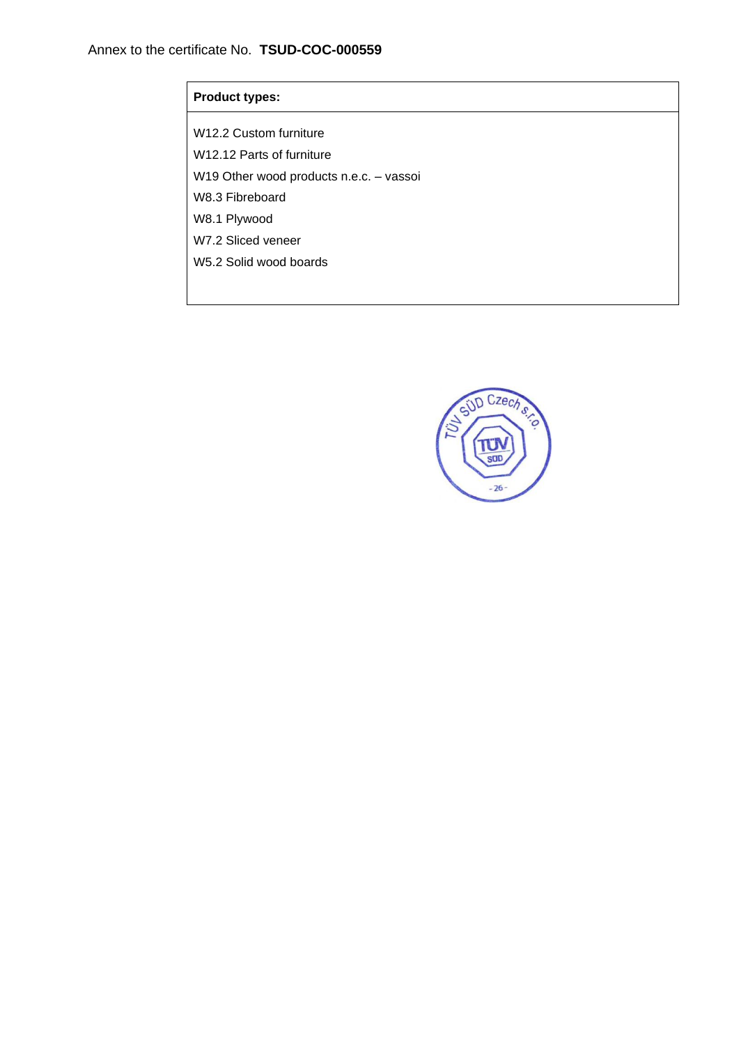Annex to the certificate No. **TSUD-COC-000559**

| **Product types:** |
| --- |
| W12.2 Custom furniture<br>W12.12 Parts of furniture<br>W19 Other wood products n.e.c. – vassoi<br>W8.3 Fibreboard<br>W8.1 Plywood<br>W7.2 Sliced veneer<br>W5.2 Solid wood boards |

TÜV SÜD Czech s.r.o.
TÜV SÜD
- 26 -